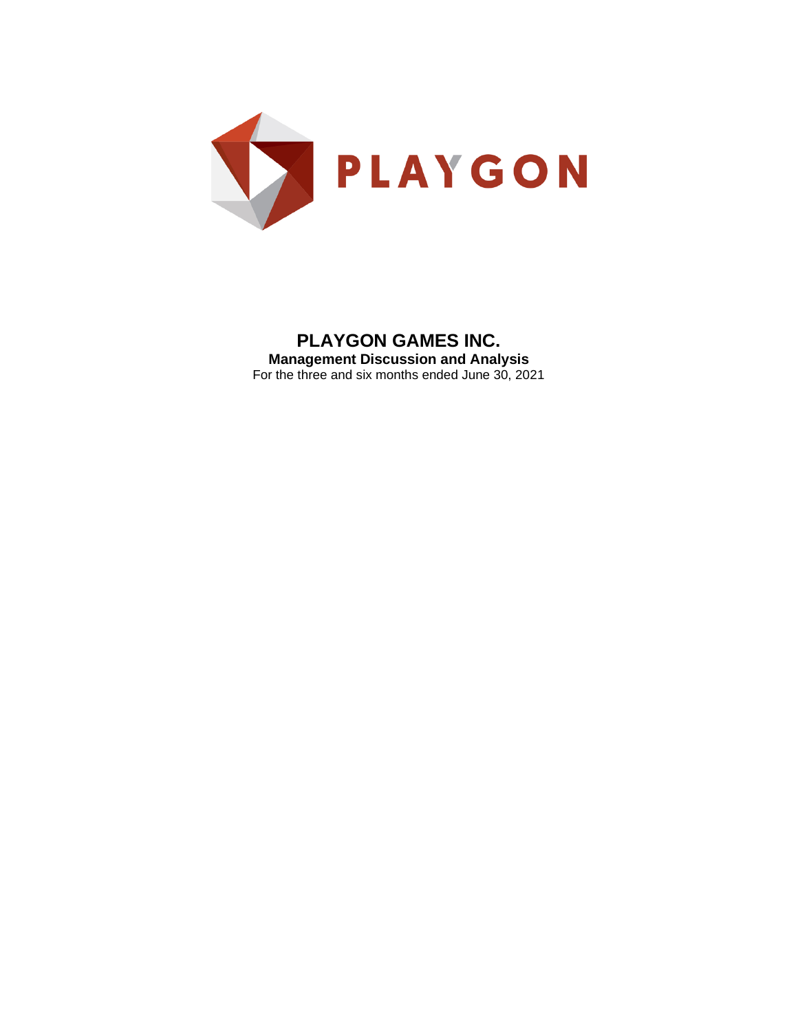PLAYGON

# PLAYGON GAMES INC.

**Management Discussion and Analysis**

For the three and six months ended June 30, 2021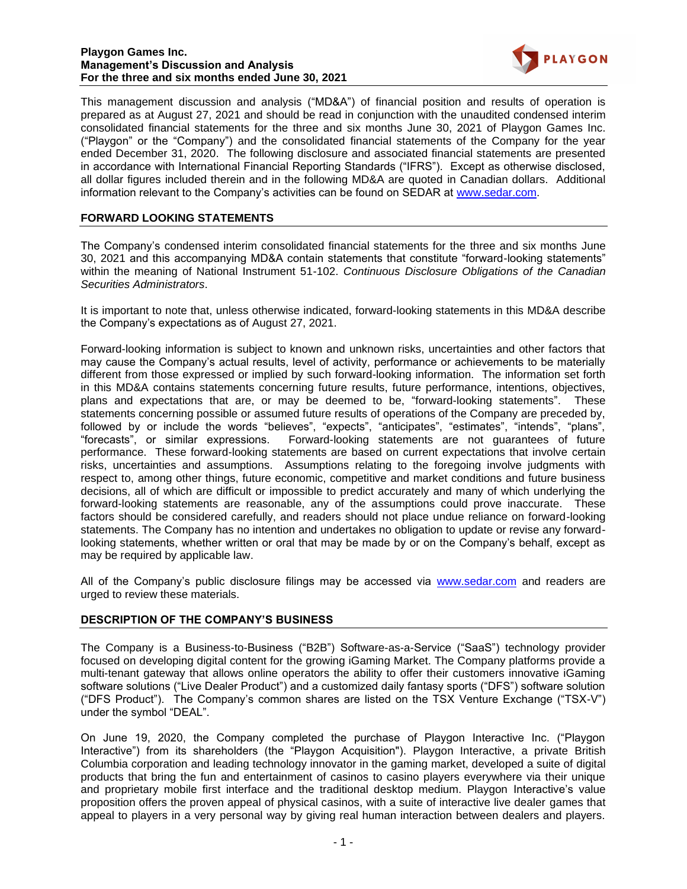This management discussion and analysis ("MD&A") of financial position and results of operation is prepared as at August 27, 2021 and should be read in conjunction with the unaudited condensed interim consolidated financial statements for the three and six months June 30, 2021 of Playgon Games Inc. ("Playgon" or the "Company") and the consolidated financial statements of the Company for the year ended December 31, 2020. The following disclosure and associated financial statements are presented in accordance with International Financial Reporting Standards ("IFRS"). Except as otherwise disclosed, all dollar figures included therein and in the following MD&A are quoted in Canadian dollars. Additional information relevant to the Company's activities can be found on SEDAR at www.sedar.com.

## FORWARD LOOKING STATEMENTS

The Company's condensed interim consolidated financial statements for the three and six months June 30, 2021 and this accompanying MD&A contain statements that constitute "forward-looking statements" within the meaning of National Instrument 51-102. *Continuous Disclosure Obligations of the Canadian Securities Administrators*.

It is important to note that, unless otherwise indicated, forward-looking statements in this MD&A describe the Company's expectations as of August 27, 2021.

Forward-looking information is subject to known and unknown risks, uncertainties and other factors that may cause the Company's actual results, level of activity, performance or achievements to be materially different from those expressed or implied by such forward-looking information. The information set forth in this MD&A contains statements concerning future results, future performance, intentions, objectives, plans and expectations that are, or may be deemed to be, "forward-looking statements". These statements concerning possible or assumed future results of operations of the Company are preceded by, followed by or include the words "believes", "expects", "anticipates", "estimates", "intends", "plans", "forecasts", or similar expressions. Forward-looking statements are not guarantees of future performance. These forward-looking statements are based on current expectations that involve certain risks, uncertainties and assumptions. Assumptions relating to the foregoing involve judgments with respect to, among other things, future economic, competitive and market conditions and future business decisions, all of which are difficult or impossible to predict accurately and many of which underlying the forward-looking statements are reasonable, any of the assumptions could prove inaccurate. These factors should be considered carefully, and readers should not place undue reliance on forward-looking statements. The Company has no intention and undertakes no obligation to update or revise any forward-looking statements, whether written or oral that may be made by or on the Company's behalf, except as may be required by applicable law.

All of the Company's public disclosure filings may be accessed via www.sedar.com and readers are urged to review these materials.

## DESCRIPTION OF THE COMPANY'S BUSINESS

The Company is a Business-to-Business ("B2B") Software-as-a-Service ("SaaS") technology provider focused on developing digital content for the growing iGaming Market. The Company platforms provide a multi-tenant gateway that allows online operators the ability to offer their customers innovative iGaming software solutions ("Live Dealer Product") and a customized daily fantasy sports ("DFS") software solution ("DFS Product"). The Company's common shares are listed on the TSX Venture Exchange ("TSX-V") under the symbol "DEAL".

On June 19, 2020, the Company completed the purchase of Playgon Interactive Inc. ("Playgon Interactive") from its shareholders (the "Playgon Acquisition"). Playgon Interactive, a private British Columbia corporation and leading technology innovator in the gaming market, developed a suite of digital products that bring the fun and entertainment of casinos to casino players everywhere via their unique and proprietary mobile first interface and the traditional desktop medium. Playgon Interactive's value proposition offers the proven appeal of physical casinos, with a suite of interactive live dealer games that appeal to players in a very personal way by giving real human interaction between dealers and players.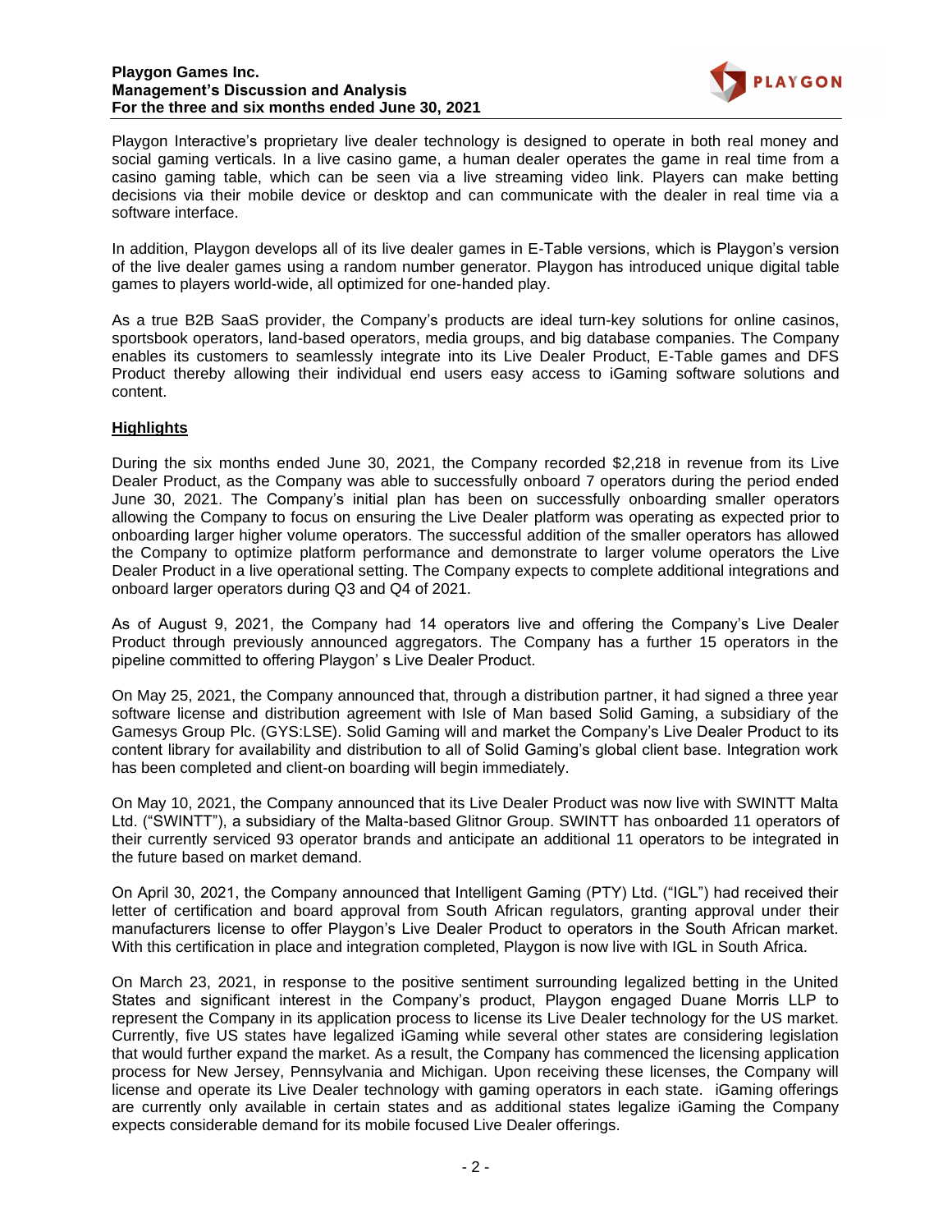Playgon Interactive's proprietary live dealer technology is designed to operate in both real money and social gaming verticals. In a live casino game, a human dealer operates the game in real time from a casino gaming table, which can be seen via a live streaming video link. Players can make betting decisions via their mobile device or desktop and can communicate with the dealer in real time via a software interface.

In addition, Playgon develops all of its live dealer games in E-Table versions, which is Playgon's version of the live dealer games using a random number generator. Playgon has introduced unique digital table games to players world-wide, all optimized for one-handed play.

As a true B2B SaaS provider, the Company's products are ideal turn-key solutions for online casinos, sportsbook operators, land-based operators, media groups, and big database companies. The Company enables its customers to seamlessly integrate into its Live Dealer Product, E-Table games and DFS Product thereby allowing their individual end users easy access to iGaming software solutions and content.

## Highlights

During the six months ended June 30, 2021, the Company recorded $2,218 in revenue from its Live Dealer Product, as the Company was able to successfully onboard 7 operators during the period ended June 30, 2021. The Company's initial plan has been on successfully onboarding smaller operators allowing the Company to focus on ensuring the Live Dealer platform was operating as expected prior to onboarding larger higher volume operators. The successful addition of the smaller operators has allowed the Company to optimize platform performance and demonstrate to larger volume operators the Live Dealer Product in a live operational setting. The Company expects to complete additional integrations and onboard larger operators during Q3 and Q4 of 2021.

As of August 9, 2021, the Company had 14 operators live and offering the Company's Live Dealer Product through previously announced aggregators. The Company has a further 15 operators in the pipeline committed to offering Playgon' s Live Dealer Product.

On May 25, 2021, the Company announced that, through a distribution partner, it had signed a three year software license and distribution agreement with Isle of Man based Solid Gaming, a subsidiary of the Gamesys Group Plc. (GYS:LSE). Solid Gaming will and market the Company's Live Dealer Product to its content library for availability and distribution to all of Solid Gaming's global client base. Integration work has been completed and client-on boarding will begin immediately.

On May 10, 2021, the Company announced that its Live Dealer Product was now live with SWINTT Malta Ltd. ("SWINTT"), a subsidiary of the Malta-based Glitnor Group. SWINTT has onboarded 11 operators of their currently serviced 93 operator brands and anticipate an additional 11 operators to be integrated in the future based on market demand.

On April 30, 2021, the Company announced that Intelligent Gaming (PTY) Ltd. ("IGL") had received their letter of certification and board approval from South African regulators, granting approval under their manufacturers license to offer Playgon's Live Dealer Product to operators in the South African market. With this certification in place and integration completed, Playgon is now live with IGL in South Africa.

On March 23, 2021, in response to the positive sentiment surrounding legalized betting in the United States and significant interest in the Company's product, Playgon engaged Duane Morris LLP to represent the Company in its application process to license its Live Dealer technology for the US market. Currently, five US states have legalized iGaming while several other states are considering legislation that would further expand the market. As a result, the Company has commenced the licensing application process for New Jersey, Pennsylvania and Michigan. Upon receiving these licenses, the Company will license and operate its Live Dealer technology with gaming operators in each state. iGaming offerings are currently only available in certain states and as additional states legalize iGaming the Company expects considerable demand for its mobile focused Live Dealer offerings.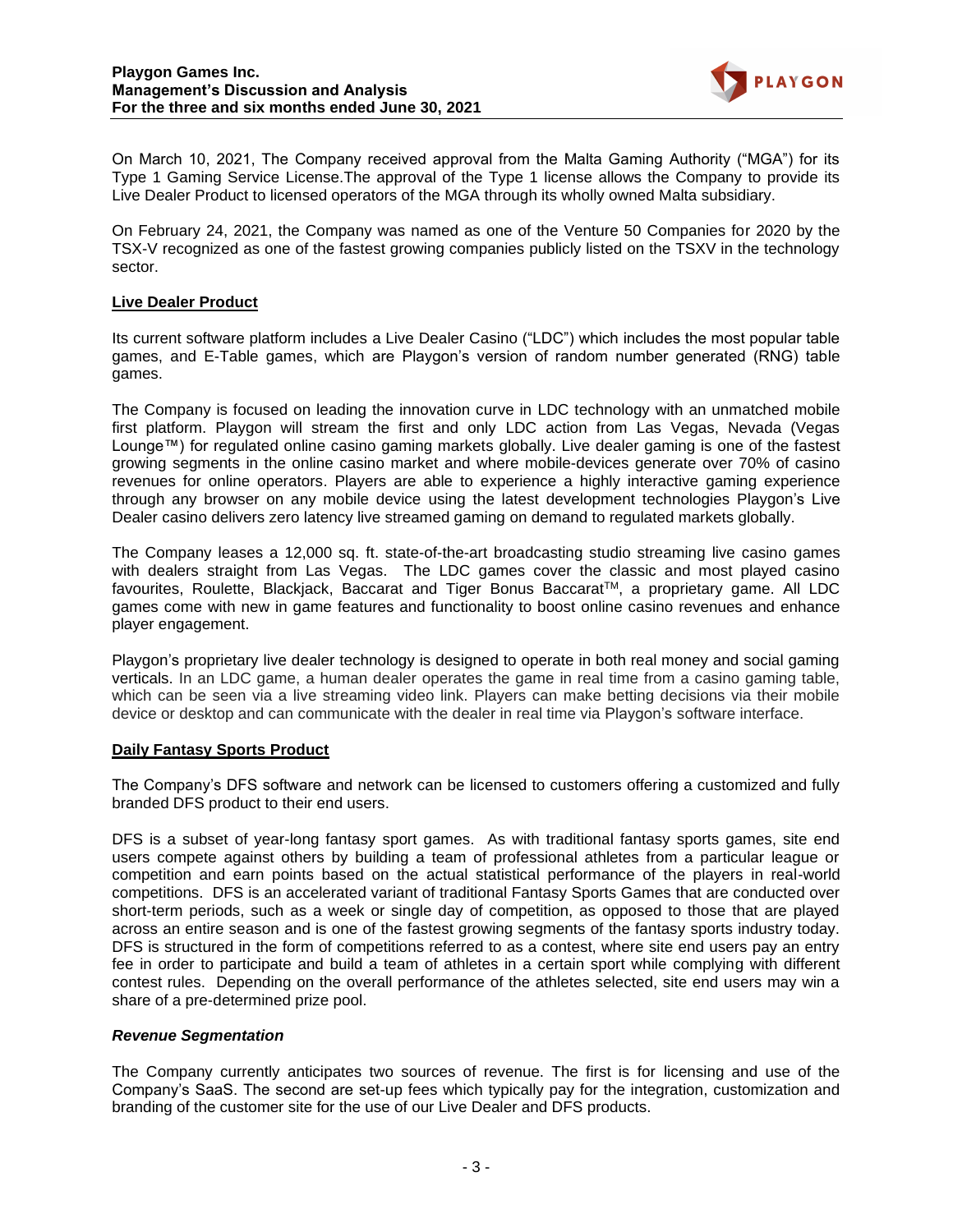On March 10, 2021, The Company received approval from the Malta Gaming Authority ("MGA") for its Type 1 Gaming Service License.The approval of the Type 1 license allows the Company to provide its Live Dealer Product to licensed operators of the MGA through its wholly owned Malta subsidiary.

On February 24, 2021, the Company was named as one of the Venture 50 Companies for 2020 by the TSX-V recognized as one of the fastest growing companies publicly listed on the TSXV in the technology sector.

**Live Dealer Product**

Its current software platform includes a Live Dealer Casino ("LDC") which includes the most popular table games, and E-Table games, which are Playgon's version of random number generated (RNG) table games.

The Company is focused on leading the innovation curve in LDC technology with an unmatched mobile first platform. Playgon will stream the first and only LDC action from Las Vegas, Nevada (Vegas Lounge™) for regulated online casino gaming markets globally. Live dealer gaming is one of the fastest growing segments in the online casino market and where mobile-devices generate over 70% of casino revenues for online operators. Players are able to experience a highly interactive gaming experience through any browser on any mobile device using the latest development technologies Playgon's Live Dealer casino delivers zero latency live streamed gaming on demand to regulated markets globally.

The Company leases a 12,000 sq. ft. state-of-the-art broadcasting studio streaming live casino games with dealers straight from Las Vegas. The LDC games cover the classic and most played casino favourites, Roulette, Blackjack, Baccarat and Tiger Bonus Baccarat™, a proprietary game. All LDC games come with new in game features and functionality to boost online casino revenues and enhance player engagement.

Playgon's proprietary live dealer technology is designed to operate in both real money and social gaming verticals. In an LDC game, a human dealer operates the game in real time from a casino gaming table, which can be seen via a live streaming video link. Players can make betting decisions via their mobile device or desktop and can communicate with the dealer in real time via Playgon's software interface.

**Daily Fantasy Sports Product**

The Company's DFS software and network can be licensed to customers offering a customized and fully branded DFS product to their end users.

DFS is a subset of year-long fantasy sport games. As with traditional fantasy sports games, site end users compete against others by building a team of professional athletes from a particular league or competition and earn points based on the actual statistical performance of the players in real-world competitions. DFS is an accelerated variant of traditional Fantasy Sports Games that are conducted over short-term periods, such as a week or single day of competition, as opposed to those that are played across an entire season and is one of the fastest growing segments of the fantasy sports industry today. DFS is structured in the form of competitions referred to as a contest, where site end users pay an entry fee in order to participate and build a team of athletes in a certain sport while complying with different contest rules. Depending on the overall performance of the athletes selected, site end users may win a share of a pre-determined prize pool.

***Revenue Segmentation***

The Company currently anticipates two sources of revenue. The first is for licensing and use of the Company's SaaS. The second are set-up fees which typically pay for the integration, customization and branding of the customer site for the use of our Live Dealer and DFS products.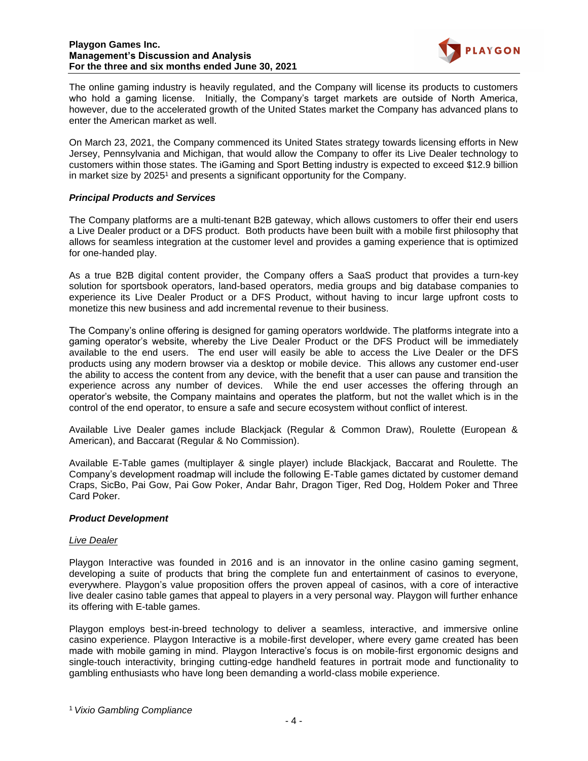The online gaming industry is heavily regulated, and the Company will license its products to customers who hold a gaming license. Initially, the Company's target markets are outside of North America, however, due to the accelerated growth of the United States market the Company has advanced plans to enter the American market as well.

On March 23, 2021, the Company commenced its United States strategy towards licensing efforts in New Jersey, Pennsylvania and Michigan, that would allow the Company to offer its Live Dealer technology to customers within those states. The iGaming and Sport Betting industry is expected to exceed $12.9 billion in market size by 2025[1] and presents a significant opportunity for the Company.

### *Principal Products and Services*

The Company platforms are a multi-tenant B2B gateway, which allows customers to offer their end users a Live Dealer product or a DFS product. Both products have been built with a mobile first philosophy that allows for seamless integration at the customer level and provides a gaming experience that is optimized for one-handed play.

As a true B2B digital content provider, the Company offers a SaaS product that provides a turn-key solution for sportsbook operators, land-based operators, media groups and big database companies to experience its Live Dealer Product or a DFS Product, without having to incur large upfront costs to monetize this new business and add incremental revenue to their business.

The Company's online offering is designed for gaming operators worldwide. The platforms integrate into a gaming operator's website, whereby the Live Dealer Product or the DFS Product will be immediately available to the end users. The end user will easily be able to access the Live Dealer or the DFS products using any modern browser via a desktop or mobile device. This allows any customer end-user the ability to access the content from any device, with the benefit that a user can pause and transition the experience across any number of devices. While the end user accesses the offering through an operator's website, the Company maintains and operates the platform, but not the wallet which is in the control of the end operator, to ensure a safe and secure ecosystem without conflict of interest.

Available Live Dealer games include Blackjack (Regular & Common Draw), Roulette (European & American), and Baccarat (Regular & No Commission).

Available E-Table games (multiplayer & single player) include Blackjack, Baccarat and Roulette. The Company's development roadmap will include the following E-Table games dictated by customer demand Craps, SicBo, Pai Gow, Pai Gow Poker, Andar Bahr, Dragon Tiger, Red Dog, Holdem Poker and Three Card Poker.

### *Product Development*

#### *Live Dealer*

Playgon Interactive was founded in 2016 and is an innovator in the online casino gaming segment, developing a suite of products that bring the complete fun and entertainment of casinos to everyone, everywhere. Playgon's value proposition offers the proven appeal of casinos, with a core of interactive live dealer casino table games that appeal to players in a very personal way. Playgon will further enhance its offering with E-table games.

Playgon employs best-in-breed technology to deliver a seamless, interactive, and immersive online casino experience. Playgon Interactive is a mobile-first developer, where every game created has been made with mobile gaming in mind. Playgon Interactive's focus is on mobile-first ergonomic designs and single-touch interactivity, bringing cutting-edge handheld features in portrait mode and functionality to gambling enthusiasts who have long been demanding a world-class mobile experience.

[1] *Vixio Gambling Compliance*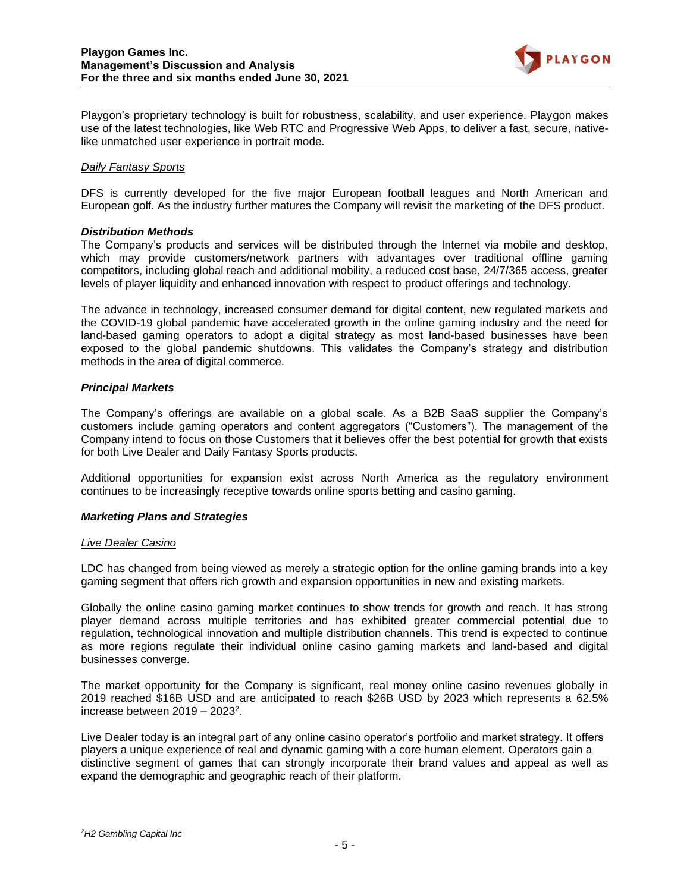Playgon's proprietary technology is built for robustness, scalability, and user experience. Playgon makes use of the latest technologies, like Web RTC and Progressive Web Apps, to deliver a fast, secure, native-like unmatched user experience in portrait mode.

*Daily Fantasy Sports*

DFS is currently developed for the five major European football leagues and North American and European golf. As the industry further matures the Company will revisit the marketing of the DFS product.

### ***Distribution Methods***

The Company's products and services will be distributed through the Internet via mobile and desktop, which may provide customers/network partners with advantages over traditional offline gaming competitors, including global reach and additional mobility, a reduced cost base, 24/7/365 access, greater levels of player liquidity and enhanced innovation with respect to product offerings and technology.

The advance in technology, increased consumer demand for digital content, new regulated markets and the COVID-19 global pandemic have accelerated growth in the online gaming industry and the need for land-based gaming operators to adopt a digital strategy as most land-based businesses have been exposed to the global pandemic shutdowns. This validates the Company's strategy and distribution methods in the area of digital commerce.

### ***Principal Markets***

The Company's offerings are available on a global scale. As a B2B SaaS supplier the Company's customers include gaming operators and content aggregators ("Customers"). The management of the Company intend to focus on those Customers that it believes offer the best potential for growth that exists for both Live Dealer and Daily Fantasy Sports products.

Additional opportunities for expansion exist across North America as the regulatory environment continues to be increasingly receptive towards online sports betting and casino gaming.

### ***Marketing Plans and Strategies***

*Live Dealer Casino*

LDC has changed from being viewed as merely a strategic option for the online gaming brands into a key gaming segment that offers rich growth and expansion opportunities in new and existing markets.

Globally the online casino gaming market continues to show trends for growth and reach. It has strong player demand across multiple territories and has exhibited greater commercial potential due to regulation, technological innovation and multiple distribution channels. This trend is expected to continue as more regions regulate their individual online casino gaming markets and land-based and digital businesses converge.

The market opportunity for the Company is significant, real money online casino revenues globally in 2019 reached $16B USD and are anticipated to reach $26B USD by 2023 which represents a 62.5% increase between 2019 – 2023[2].

Live Dealer today is an integral part of any online casino operator's portfolio and market strategy. It offers players a unique experience of real and dynamic gaming with a core human element. Operators gain a distinctive segment of games that can strongly incorporate their brand values and appeal as well as expand the demographic and geographic reach of their platform.

*[2] H2 Gambling Capital Inc*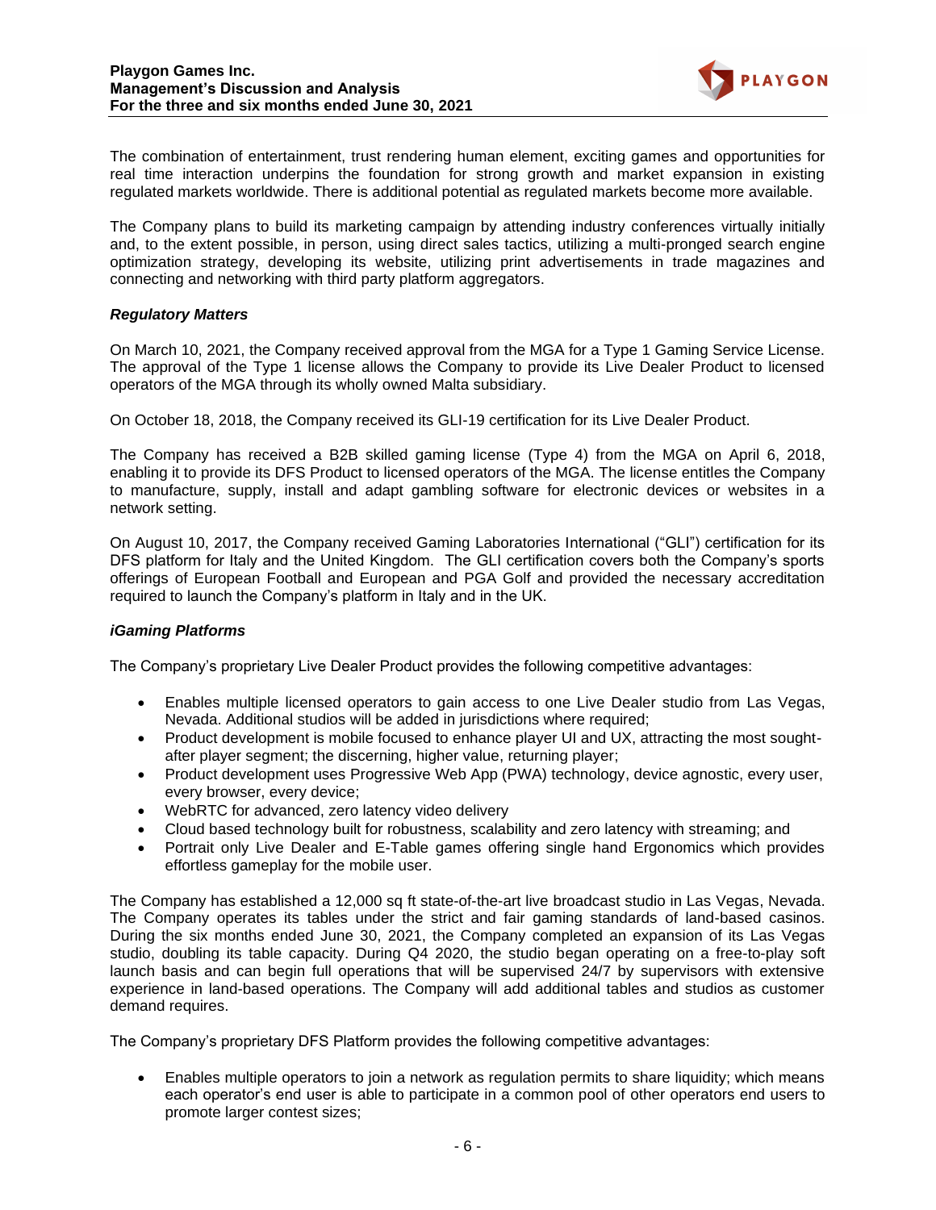The combination of entertainment, trust rendering human element, exciting games and opportunities for real time interaction underpins the foundation for strong growth and market expansion in existing regulated markets worldwide. There is additional potential as regulated markets become more available.

The Company plans to build its marketing campaign by attending industry conferences virtually initially and, to the extent possible, in person, using direct sales tactics, utilizing a multi-pronged search engine optimization strategy, developing its website, utilizing print advertisements in trade magazines and connecting and networking with third party platform aggregators.

***Regulatory Matters***

On March 10, 2021, the Company received approval from the MGA for a Type 1 Gaming Service License. The approval of the Type 1 license allows the Company to provide its Live Dealer Product to licensed operators of the MGA through its wholly owned Malta subsidiary.

On October 18, 2018, the Company received its GLI-19 certification for its Live Dealer Product.

The Company has received a B2B skilled gaming license (Type 4) from the MGA on April 6, 2018, enabling it to provide its DFS Product to licensed operators of the MGA. The license entitles the Company to manufacture, supply, install and adapt gambling software for electronic devices or websites in a network setting.

On August 10, 2017, the Company received Gaming Laboratories International ("GLI") certification for its DFS platform for Italy and the United Kingdom. The GLI certification covers both the Company's sports offerings of European Football and European and PGA Golf and provided the necessary accreditation required to launch the Company's platform in Italy and in the UK.

***iGaming Platforms***

The Company's proprietary Live Dealer Product provides the following competitive advantages:

- Enables multiple licensed operators to gain access to one Live Dealer studio from Las Vegas, Nevada. Additional studios will be added in jurisdictions where required;
- Product development is mobile focused to enhance player UI and UX, attracting the most sought-after player segment; the discerning, higher value, returning player;
- Product development uses Progressive Web App (PWA) technology, device agnostic, every user, every browser, every device;
- WebRTC for advanced, zero latency video delivery
- Cloud based technology built for robustness, scalability and zero latency with streaming; and
- Portrait only Live Dealer and E-Table games offering single hand Ergonomics which provides effortless gameplay for the mobile user.

The Company has established a 12,000 sq ft state-of-the-art live broadcast studio in Las Vegas, Nevada. The Company operates its tables under the strict and fair gaming standards of land-based casinos. During the six months ended June 30, 2021, the Company completed an expansion of its Las Vegas studio, doubling its table capacity. During Q4 2020, the studio began operating on a free-to-play soft launch basis and can begin full operations that will be supervised 24/7 by supervisors with extensive experience in land-based operations. The Company will add additional tables and studios as customer demand requires.

The Company's proprietary DFS Platform provides the following competitive advantages:

- Enables multiple operators to join a network as regulation permits to share liquidity; which means each operator's end user is able to participate in a common pool of other operators end users to promote larger contest sizes;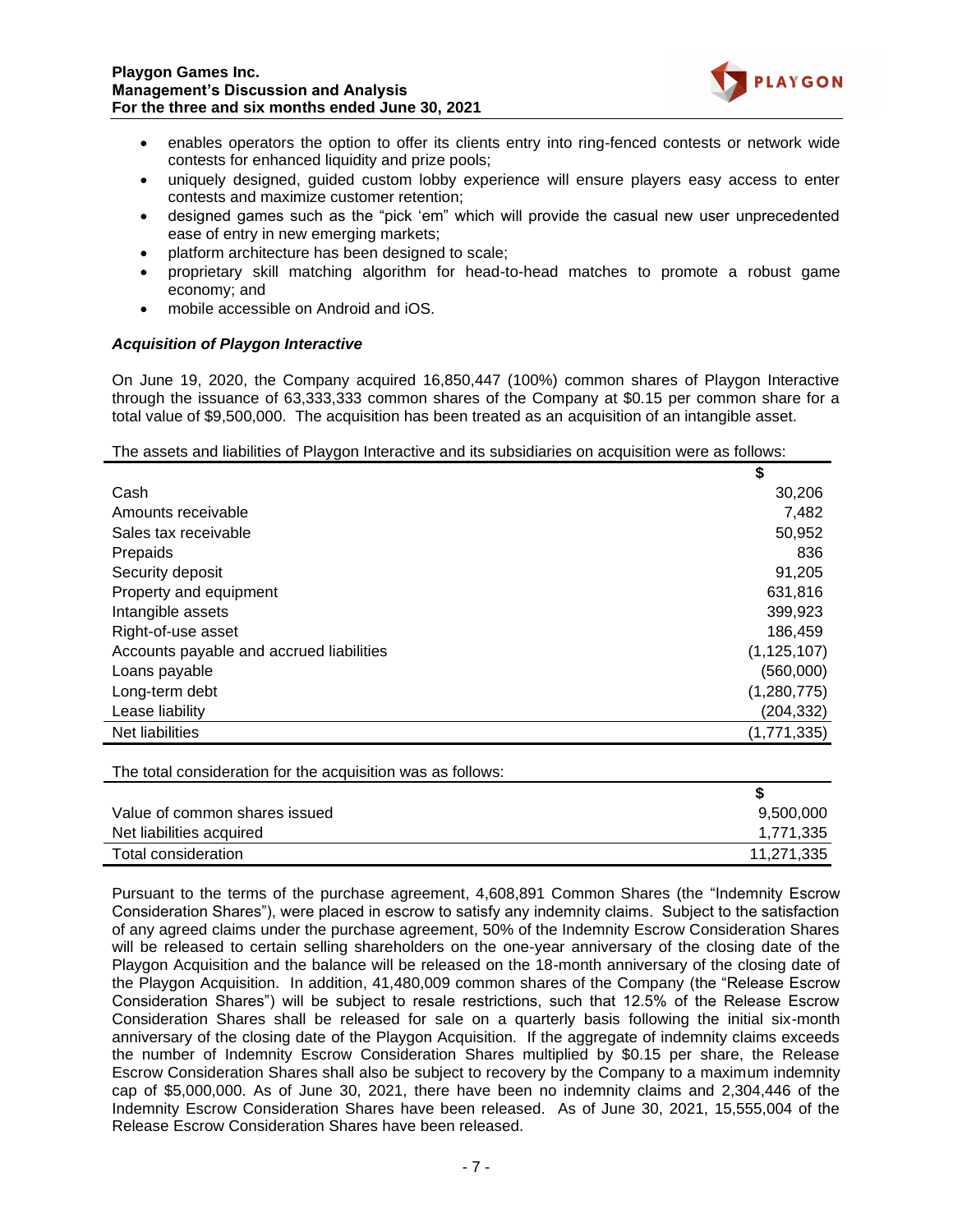- enables operators the option to offer its clients entry into ring-fenced contests or network wide contests for enhanced liquidity and prize pools;
- uniquely designed, guided custom lobby experience will ensure players easy access to enter contests and maximize customer retention;
- designed games such as the "pick 'em" which will provide the casual new user unprecedented ease of entry in new emerging markets;
- platform architecture has been designed to scale;
- proprietary skill matching algorithm for head-to-head matches to promote a robust game economy; and
- mobile accessible on Android and iOS.

***Acquisition of Playgon Interactive***

On June 19, 2020, the Company acquired 16,850,447 (100%) common shares of Playgon Interactive through the issuance of 63,333,333 common shares of the Company at $0.15 per common share for a total value of $9,500,000. The acquisition has been treated as an acquisition of an intangible asset.

The assets and liabilities of Playgon Interactive and its subsidiaries on acquisition were as follows:

| | $ |
|---|---|
| Cash | 30,206 |
| Amounts receivable | 7,482 |
| Sales tax receivable | 50,952 |
| Prepaids | 836 |
| Security deposit | 91,205 |
| Property and equipment | 631,816 |
| Intangible assets | 399,923 |
| Right-of-use asset | 186,459 |
| Accounts payable and accrued liabilities | (1,125,107) |
| Loans payable | (560,000) |
| Long-term debt | (1,280,775) |
| Lease liability | (204,332) |
| Net liabilities | (1,771,335) |

The total consideration for the acquisition was as follows:

| | $ |
|---|---|
| Value of common shares issued | 9,500,000 |
| Net liabilities acquired | 1,771,335 |
| Total consideration | 11,271,335 |

Pursuant to the terms of the purchase agreement, 4,608,891 Common Shares (the "Indemnity Escrow Consideration Shares"), were placed in escrow to satisfy any indemnity claims. Subject to the satisfaction of any agreed claims under the purchase agreement, 50% of the Indemnity Escrow Consideration Shares will be released to certain selling shareholders on the one-year anniversary of the closing date of the Playgon Acquisition and the balance will be released on the 18-month anniversary of the closing date of the Playgon Acquisition. In addition, 41,480,009 common shares of the Company (the "Release Escrow Consideration Shares") will be subject to resale restrictions, such that 12.5% of the Release Escrow Consideration Shares shall be released for sale on a quarterly basis following the initial six-month anniversary of the closing date of the Playgon Acquisition. If the aggregate of indemnity claims exceeds the number of Indemnity Escrow Consideration Shares multiplied by $0.15 per share, the Release Escrow Consideration Shares shall also be subject to recovery by the Company to a maximum indemnity cap of $5,000,000. As of June 30, 2021, there have been no indemnity claims and 2,304,446 of the Indemnity Escrow Consideration Shares have been released. As of June 30, 2021, 15,555,004 of the Release Escrow Consideration Shares have been released.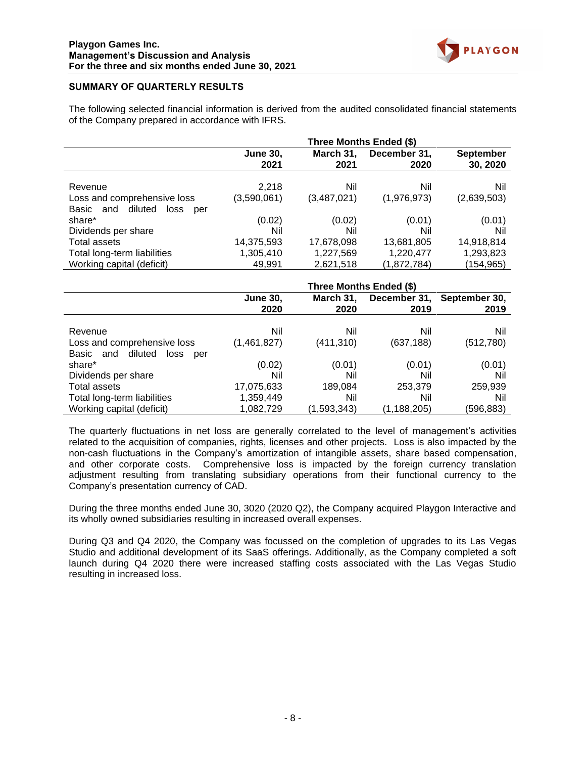## SUMMARY OF QUARTERLY RESULTS

The following selected financial information is derived from the audited consolidated financial statements of the Company prepared in accordance with IFRS.

| | Three Months Ended ($) | | | |
|---|---|---|---|---|
| | **June 30, 2021** | **March 31, 2021** | **December 31, 2020** | **September 30, 2020** |
| Revenue | 2,218 | Nil | Nil | Nil |
| Loss and comprehensive loss | (3,590,061) | (3,487,021) | (1,976,973) | (2,639,503) |
| Basic and diluted loss per share* | (0.02) | (0.02) | (0.01) | (0.01) |
| Dividends per share | Nil | Nil | Nil | Nil |
| Total assets | 14,375,593 | 17,678,098 | 13,681,805 | 14,918,814 |
| Total long-term liabilities | 1,305,410 | 1,227,569 | 1,220,477 | 1,293,823 |
| Working capital (deficit) | 49,991 | 2,621,518 | (1,872,784) | (154,965) |

| | Three Months Ended ($) | | | |
|---|---|---|---|---|
| | **June 30, 2020** | **March 31, 2020** | **December 31, 2019** | **September 30, 2019** |
| Revenue | Nil | Nil | Nil | Nil |
| Loss and comprehensive loss | (1,461,827) | (411,310) | (637,188) | (512,780) |
| Basic and diluted loss per share* | (0.02) | (0.01) | (0.01) | (0.01) |
| Dividends per share | Nil | Nil | Nil | Nil |
| Total assets | 17,075,633 | 189,084 | 253,379 | 259,939 |
| Total long-term liabilities | 1,359,449 | Nil | Nil | Nil |
| Working capital (deficit) | 1,082,729 | (1,593,343) | (1,188,205) | (596,883) |

The quarterly fluctuations in net loss are generally correlated to the level of management's activities related to the acquisition of companies, rights, licenses and other projects. Loss is also impacted by the non-cash fluctuations in the Company's amortization of intangible assets, share based compensation, and other corporate costs. Comprehensive loss is impacted by the foreign currency translation adjustment resulting from translating subsidiary operations from their functional currency to the Company's presentation currency of CAD.

During the three months ended June 30, 3020 (2020 Q2), the Company acquired Playgon Interactive and its wholly owned subsidiaries resulting in increased overall expenses.

During Q3 and Q4 2020, the Company was focussed on the completion of upgrades to its Las Vegas Studio and additional development of its SaaS offerings. Additionally, as the Company completed a soft launch during Q4 2020 there were increased staffing costs associated with the Las Vegas Studio resulting in increased loss.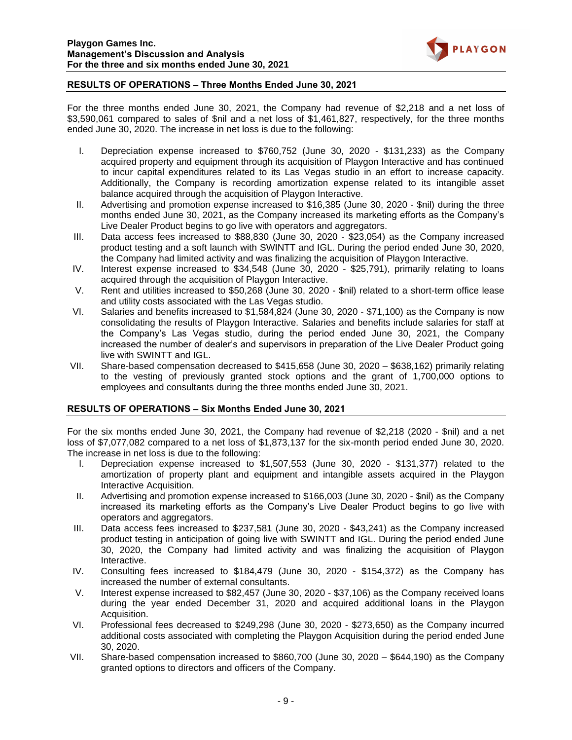## RESULTS OF OPERATIONS – Three Months Ended June 30, 2021

For the three months ended June 30, 2021, the Company had revenue of $2,218 and a net loss of $3,590,061 compared to sales of $nil and a net loss of $1,461,827, respectively, for the three months ended June 30, 2020. The increase in net loss is due to the following:

I. Depreciation expense increased to $760,752 (June 30, 2020 - $131,233) as the Company acquired property and equipment through its acquisition of Playgon Interactive and has continued to incur capital expenditures related to its Las Vegas studio in an effort to increase capacity. Additionally, the Company is recording amortization expense related to its intangible asset balance acquired through the acquisition of Playgon Interactive.
II. Advertising and promotion expense increased to $16,385 (June 30, 2020 - $nil) during the three months ended June 30, 2021, as the Company increased its marketing efforts as the Company's Live Dealer Product begins to go live with operators and aggregators.
III. Data access fees increased to $88,830 (June 30, 2020 - $23,054) as the Company increased product testing and a soft launch with SWINTT and IGL. During the period ended June 30, 2020, the Company had limited activity and was finalizing the acquisition of Playgon Interactive.
IV. Interest expense increased to $34,548 (June 30, 2020 - $25,791), primarily relating to loans acquired through the acquisition of Playgon Interactive.
V. Rent and utilities increased to $50,268 (June 30, 2020 - $nil) related to a short-term office lease and utility costs associated with the Las Vegas studio.
VI. Salaries and benefits increased to $1,584,824 (June 30, 2020 - $71,100) as the Company is now consolidating the results of Playgon Interactive. Salaries and benefits include salaries for staff at the Company's Las Vegas studio, during the period ended June 30, 2021, the Company increased the number of dealer's and supervisors in preparation of the Live Dealer Product going live with SWINTT and IGL.
VII. Share-based compensation decreased to $415,658 (June 30, 2020 – $638,162) primarily relating to the vesting of previously granted stock options and the grant of 1,700,000 options to employees and consultants during the three months ended June 30, 2021.

## RESULTS OF OPERATIONS – Six Months Ended June 30, 2021

For the six months ended June 30, 2021, the Company had revenue of $2,218 (2020 - $nil) and a net loss of $7,077,082 compared to a net loss of $1,873,137 for the six-month period ended June 30, 2020. The increase in net loss is due to the following:

I. Depreciation expense increased to $1,507,553 (June 30, 2020 - $131,377) related to the amortization of property plant and equipment and intangible assets acquired in the Playgon Interactive Acquisition.
II. Advertising and promotion expense increased to $166,003 (June 30, 2020 - $nil) as the Company increased its marketing efforts as the Company's Live Dealer Product begins to go live with operators and aggregators.
III. Data access fees increased to $237,581 (June 30, 2020 - $43,241) as the Company increased product testing in anticipation of going live with SWINTT and IGL. During the period ended June 30, 2020, the Company had limited activity and was finalizing the acquisition of Playgon Interactive.
IV. Consulting fees increased to $184,479 (June 30, 2020 - $154,372) as the Company has increased the number of external consultants.
V. Interest expense increased to $82,457 (June 30, 2020 - $37,106) as the Company received loans during the year ended December 31, 2020 and acquired additional loans in the Playgon Acquisition.
VI. Professional fees decreased to $249,298 (June 30, 2020 - $273,650) as the Company incurred additional costs associated with completing the Playgon Acquisition during the period ended June 30, 2020.
VII. Share-based compensation increased to $860,700 (June 30, 2020 – $644,190) as the Company granted options to directors and officers of the Company.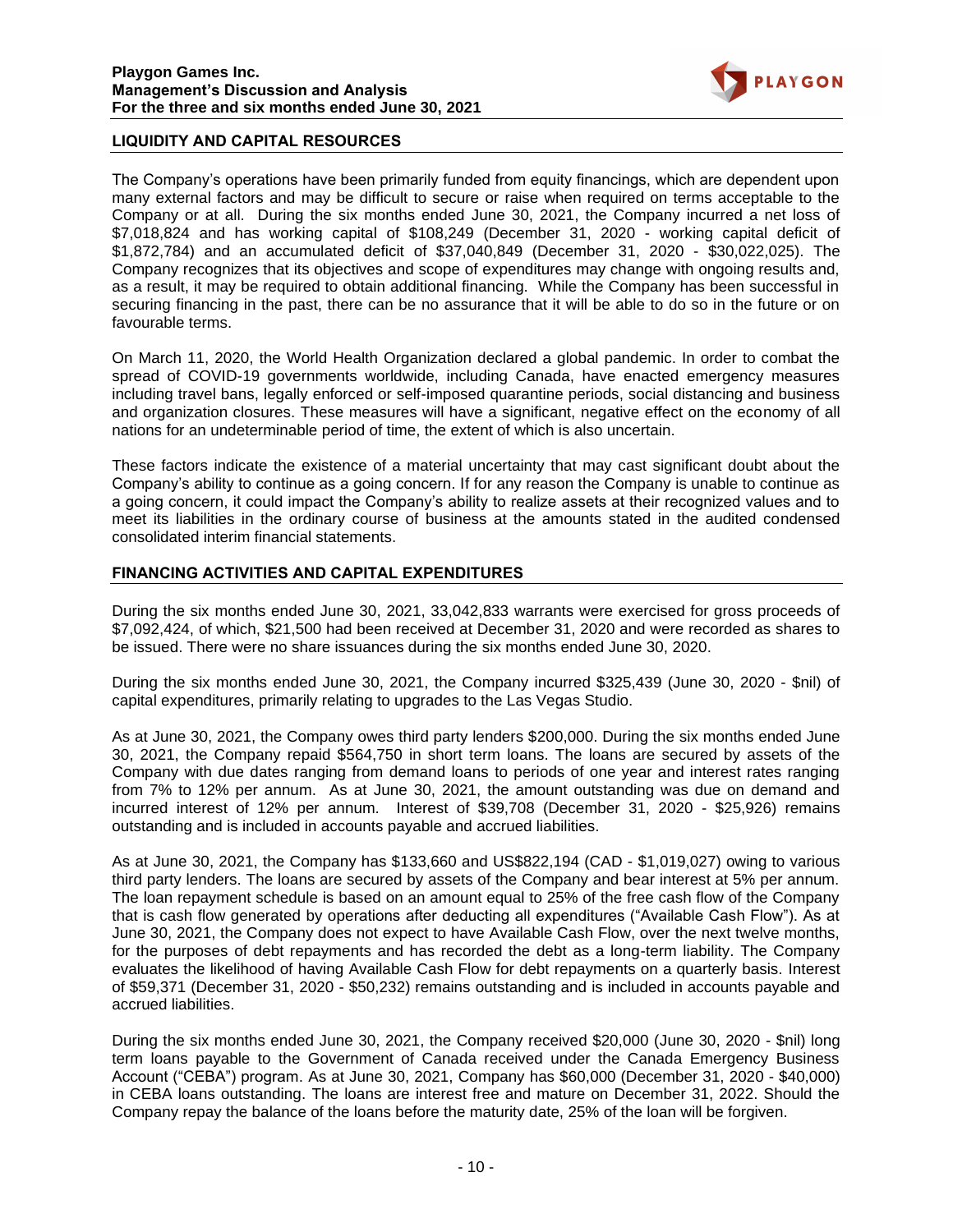## LIQUIDITY AND CAPITAL RESOURCES

The Company's operations have been primarily funded from equity financings, which are dependent upon many external factors and may be difficult to secure or raise when required on terms acceptable to the Company or at all. During the six months ended June 30, 2021, the Company incurred a net loss of $7,018,824 and has working capital of $108,249 (December 31, 2020 - working capital deficit of $1,872,784) and an accumulated deficit of $37,040,849 (December 31, 2020 - $30,022,025). The Company recognizes that its objectives and scope of expenditures may change with ongoing results and, as a result, it may be required to obtain additional financing. While the Company has been successful in securing financing in the past, there can be no assurance that it will be able to do so in the future or on favourable terms.

On March 11, 2020, the World Health Organization declared a global pandemic. In order to combat the spread of COVID-19 governments worldwide, including Canada, have enacted emergency measures including travel bans, legally enforced or self-imposed quarantine periods, social distancing and business and organization closures. These measures will have a significant, negative effect on the economy of all nations for an undeterminable period of time, the extent of which is also uncertain.

These factors indicate the existence of a material uncertainty that may cast significant doubt about the Company's ability to continue as a going concern. If for any reason the Company is unable to continue as a going concern, it could impact the Company's ability to realize assets at their recognized values and to meet its liabilities in the ordinary course of business at the amounts stated in the audited condensed consolidated interim financial statements.

## FINANCING ACTIVITIES AND CAPITAL EXPENDITURES

During the six months ended June 30, 2021, 33,042,833 warrants were exercised for gross proceeds of $7,092,424, of which, $21,500 had been received at December 31, 2020 and were recorded as shares to be issued. There were no share issuances during the six months ended June 30, 2020.

During the six months ended June 30, 2021, the Company incurred $325,439 (June 30, 2020 - $nil) of capital expenditures, primarily relating to upgrades to the Las Vegas Studio.

As at June 30, 2021, the Company owes third party lenders $200,000. During the six months ended June 30, 2021, the Company repaid $564,750 in short term loans. The loans are secured by assets of the Company with due dates ranging from demand loans to periods of one year and interest rates ranging from 7% to 12% per annum. As at June 30, 2021, the amount outstanding was due on demand and incurred interest of 12% per annum. Interest of $39,708 (December 31, 2020 - $25,926) remains outstanding and is included in accounts payable and accrued liabilities.

As at June 30, 2021, the Company has $133,660 and US$822,194 (CAD - $1,019,027) owing to various third party lenders. The loans are secured by assets of the Company and bear interest at 5% per annum. The loan repayment schedule is based on an amount equal to 25% of the free cash flow of the Company that is cash flow generated by operations after deducting all expenditures ("Available Cash Flow"). As at June 30, 2021, the Company does not expect to have Available Cash Flow, over the next twelve months, for the purposes of debt repayments and has recorded the debt as a long-term liability. The Company evaluates the likelihood of having Available Cash Flow for debt repayments on a quarterly basis. Interest of $59,371 (December 31, 2020 - $50,232) remains outstanding and is included in accounts payable and accrued liabilities.

During the six months ended June 30, 2021, the Company received $20,000 (June 30, 2020 - $nil) long term loans payable to the Government of Canada received under the Canada Emergency Business Account ("CEBA") program. As at June 30, 2021, Company has $60,000 (December 31, 2020 - $40,000) in CEBA loans outstanding. The loans are interest free and mature on December 31, 2022. Should the Company repay the balance of the loans before the maturity date, 25% of the loan will be forgiven.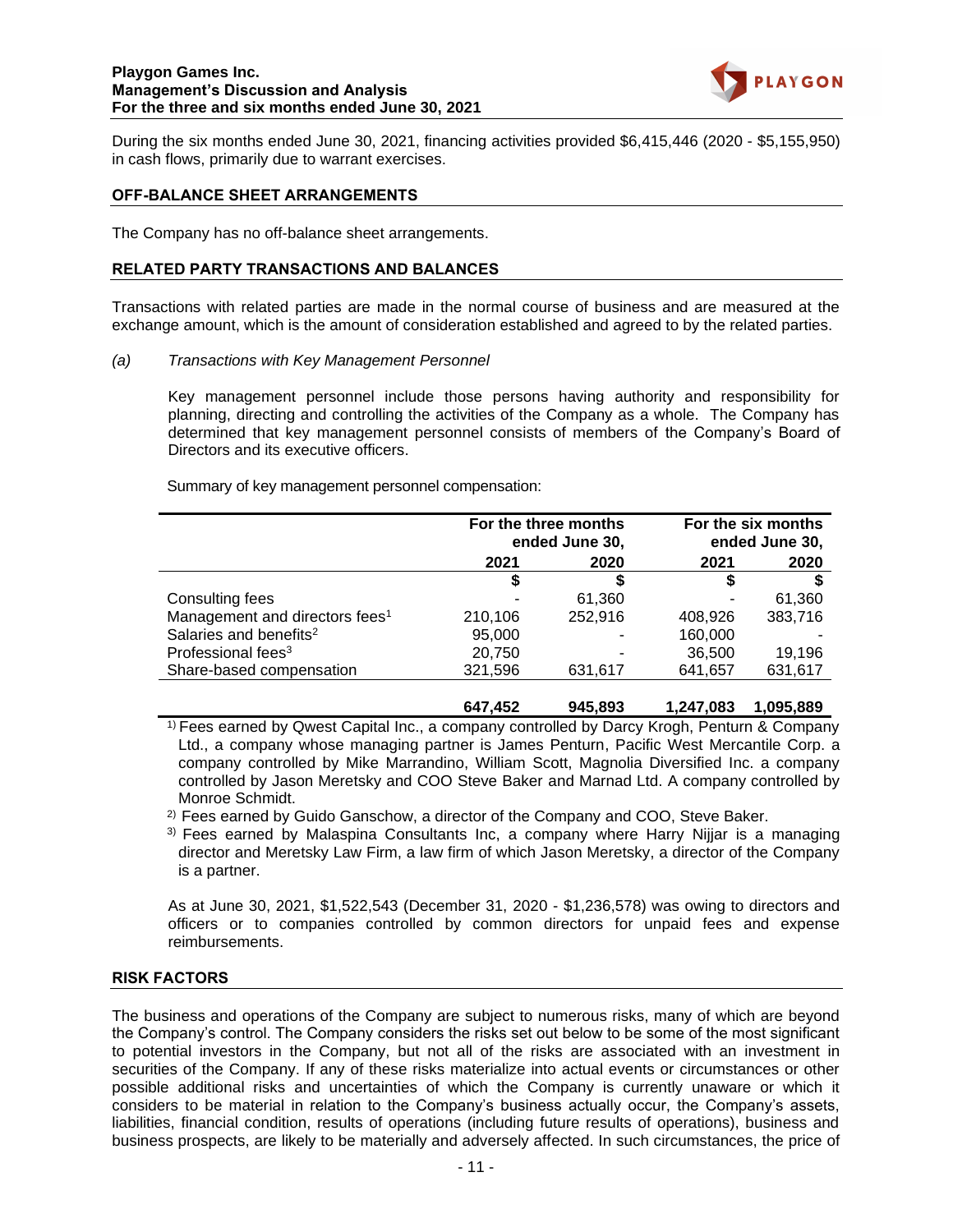During the six months ended June 30, 2021, financing activities provided $6,415,446 (2020 - $5,155,950) in cash flows, primarily due to warrant exercises.

## OFF-BALANCE SHEET ARRANGEMENTS

The Company has no off-balance sheet arrangements.

## RELATED PARTY TRANSACTIONS AND BALANCES

Transactions with related parties are made in the normal course of business and are measured at the exchange amount, which is the amount of consideration established and agreed to by the related parties.

*(a) Transactions with Key Management Personnel*

Key management personnel include those persons having authority and responsibility for planning, directing and controlling the activities of the Company as a whole. The Company has determined that key management personnel consists of members of the Company's Board of Directors and its executive officers.

Summary of key management personnel compensation:

| | For the three months ended June 30, | | For the six months ended June 30, | |
|---|---|---|---|---|
| | **2021** | **2020** | **2021** | **2020** |
| | **$** | **$** | **$** | **$** |
| Consulting fees | - | 61,360 | - | 61,360 |
| Management and directors fees[1] | 210,106 | 252,916 | 408,926 | 383,716 |
| Salaries and benefits[2] | 95,000 | - | 160,000 | - |
| Professional fees[3] | 20,750 | - | 36,500 | 19,196 |
| Share-based compensation | 321,596 | 631,617 | 641,657 | 631,617 |
| | **647,452** | **945,893** | **1,247,083** | **1,095,889** |

1) Fees earned by Qwest Capital Inc., a company controlled by Darcy Krogh, Penturn & Company Ltd., a company whose managing partner is James Penturn, Pacific West Mercantile Corp. a company controlled by Mike Marrandino, William Scott, Magnolia Diversified Inc. a company controlled by Jason Meretsky and COO Steve Baker and Marnad Ltd. A company controlled by Monroe Schmidt.

2) Fees earned by Guido Ganschow, a director of the Company and COO, Steve Baker.

3) Fees earned by Malaspina Consultants Inc, a company where Harry Nijjar is a managing director and Meretsky Law Firm, a law firm of which Jason Meretsky, a director of the Company is a partner.

As at June 30, 2021, $1,522,543 (December 31, 2020 - $1,236,578) was owing to directors and officers or to companies controlled by common directors for unpaid fees and expense reimbursements.

## RISK FACTORS

The business and operations of the Company are subject to numerous risks, many of which are beyond the Company's control. The Company considers the risks set out below to be some of the most significant to potential investors in the Company, but not all of the risks are associated with an investment in securities of the Company. If any of these risks materialize into actual events or circumstances or other possible additional risks and uncertainties of which the Company is currently unaware or which it considers to be material in relation to the Company's business actually occur, the Company's assets, liabilities, financial condition, results of operations (including future results of operations), business and business prospects, are likely to be materially and adversely affected. In such circumstances, the price of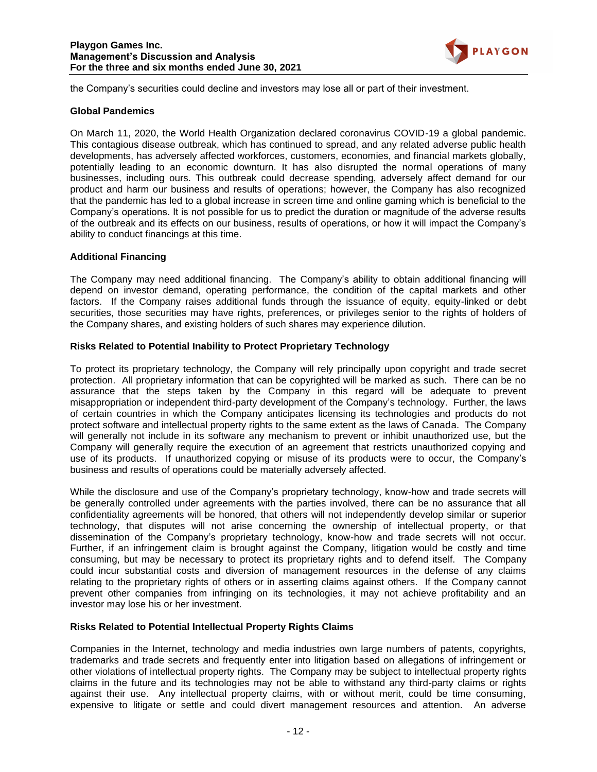the Company's securities could decline and investors may lose all or part of their investment.

**Global Pandemics**

On March 11, 2020, the World Health Organization declared coronavirus COVID-19 a global pandemic. This contagious disease outbreak, which has continued to spread, and any related adverse public health developments, has adversely affected workforces, customers, economies, and financial markets globally, potentially leading to an economic downturn. It has also disrupted the normal operations of many businesses, including ours. This outbreak could decrease spending, adversely affect demand for our product and harm our business and results of operations; however, the Company has also recognized that the pandemic has led to a global increase in screen time and online gaming which is beneficial to the Company's operations. It is not possible for us to predict the duration or magnitude of the adverse results of the outbreak and its effects on our business, results of operations, or how it will impact the Company's ability to conduct financings at this time.

**Additional Financing**

The Company may need additional financing. The Company's ability to obtain additional financing will depend on investor demand, operating performance, the condition of the capital markets and other factors. If the Company raises additional funds through the issuance of equity, equity-linked or debt securities, those securities may have rights, preferences, or privileges senior to the rights of holders of the Company shares, and existing holders of such shares may experience dilution.

**Risks Related to Potential Inability to Protect Proprietary Technology**

To protect its proprietary technology, the Company will rely principally upon copyright and trade secret protection. All proprietary information that can be copyrighted will be marked as such. There can be no assurance that the steps taken by the Company in this regard will be adequate to prevent misappropriation or independent third-party development of the Company's technology. Further, the laws of certain countries in which the Company anticipates licensing its technologies and products do not protect software and intellectual property rights to the same extent as the laws of Canada. The Company will generally not include in its software any mechanism to prevent or inhibit unauthorized use, but the Company will generally require the execution of an agreement that restricts unauthorized copying and use of its products. If unauthorized copying or misuse of its products were to occur, the Company's business and results of operations could be materially adversely affected.

While the disclosure and use of the Company's proprietary technology, know-how and trade secrets will be generally controlled under agreements with the parties involved, there can be no assurance that all confidentiality agreements will be honored, that others will not independently develop similar or superior technology, that disputes will not arise concerning the ownership of intellectual property, or that dissemination of the Company's proprietary technology, know-how and trade secrets will not occur. Further, if an infringement claim is brought against the Company, litigation would be costly and time consuming, but may be necessary to protect its proprietary rights and to defend itself. The Company could incur substantial costs and diversion of management resources in the defense of any claims relating to the proprietary rights of others or in asserting claims against others. If the Company cannot prevent other companies from infringing on its technologies, it may not achieve profitability and an investor may lose his or her investment.

**Risks Related to Potential Intellectual Property Rights Claims**

Companies in the Internet, technology and media industries own large numbers of patents, copyrights, trademarks and trade secrets and frequently enter into litigation based on allegations of infringement or other violations of intellectual property rights. The Company may be subject to intellectual property rights claims in the future and its technologies may not be able to withstand any third-party claims or rights against their use. Any intellectual property claims, with or without merit, could be time consuming, expensive to litigate or settle and could divert management resources and attention. An adverse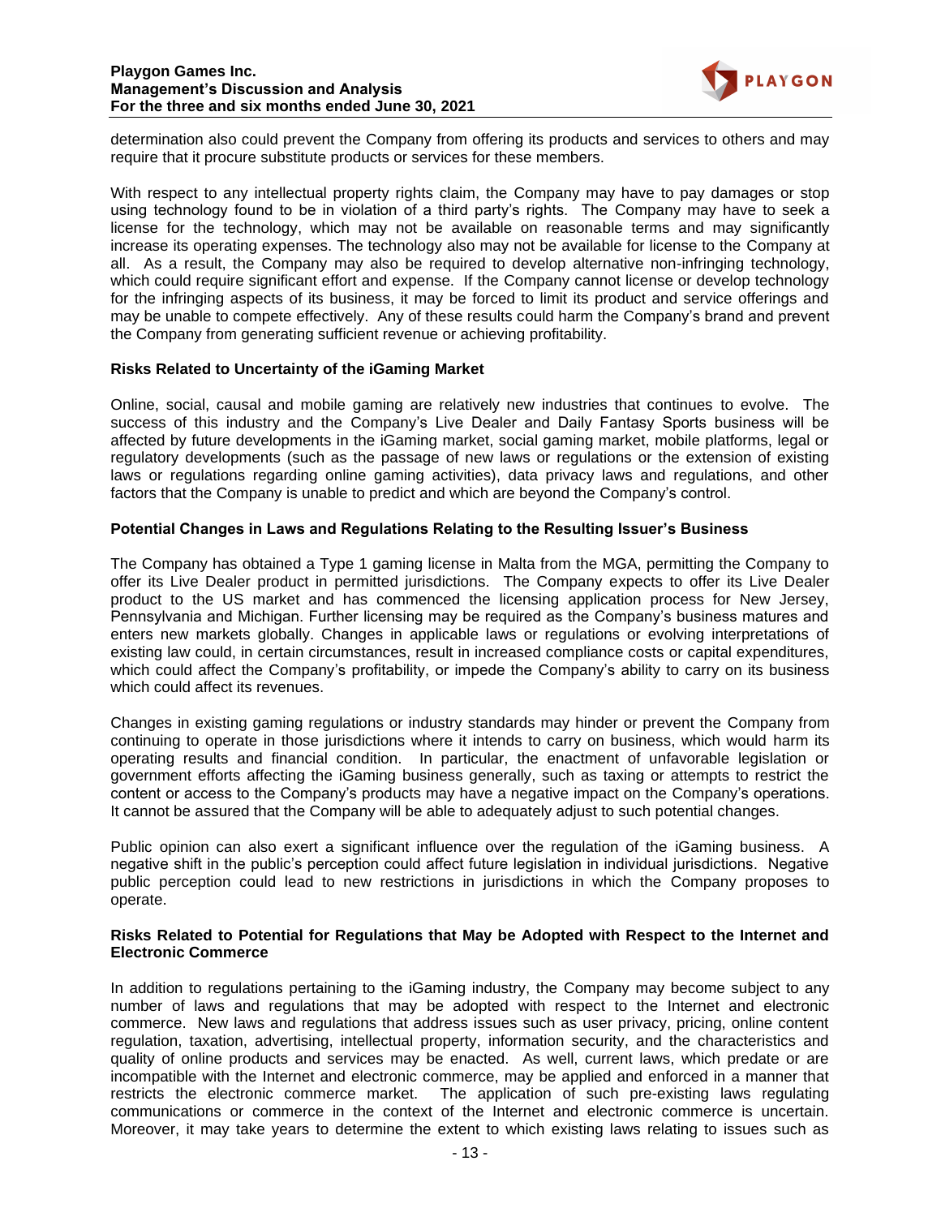determination also could prevent the Company from offering its products and services to others and may require that it procure substitute products or services for these members.

With respect to any intellectual property rights claim, the Company may have to pay damages or stop using technology found to be in violation of a third party's rights. The Company may have to seek a license for the technology, which may not be available on reasonable terms and may significantly increase its operating expenses. The technology also may not be available for license to the Company at all. As a result, the Company may also be required to develop alternative non-infringing technology, which could require significant effort and expense. If the Company cannot license or develop technology for the infringing aspects of its business, it may be forced to limit its product and service offerings and may be unable to compete effectively. Any of these results could harm the Company's brand and prevent the Company from generating sufficient revenue or achieving profitability.

**Risks Related to Uncertainty of the iGaming Market**

Online, social, causal and mobile gaming are relatively new industries that continues to evolve. The success of this industry and the Company's Live Dealer and Daily Fantasy Sports business will be affected by future developments in the iGaming market, social gaming market, mobile platforms, legal or regulatory developments (such as the passage of new laws or regulations or the extension of existing laws or regulations regarding online gaming activities), data privacy laws and regulations, and other factors that the Company is unable to predict and which are beyond the Company's control.

**Potential Changes in Laws and Regulations Relating to the Resulting Issuer's Business**

The Company has obtained a Type 1 gaming license in Malta from the MGA, permitting the Company to offer its Live Dealer product in permitted jurisdictions. The Company expects to offer its Live Dealer product to the US market and has commenced the licensing application process for New Jersey, Pennsylvania and Michigan. Further licensing may be required as the Company's business matures and enters new markets globally. Changes in applicable laws or regulations or evolving interpretations of existing law could, in certain circumstances, result in increased compliance costs or capital expenditures, which could affect the Company's profitability, or impede the Company's ability to carry on its business which could affect its revenues.

Changes in existing gaming regulations or industry standards may hinder or prevent the Company from continuing to operate in those jurisdictions where it intends to carry on business, which would harm its operating results and financial condition. In particular, the enactment of unfavorable legislation or government efforts affecting the iGaming business generally, such as taxing or attempts to restrict the content or access to the Company's products may have a negative impact on the Company's operations. It cannot be assured that the Company will be able to adequately adjust to such potential changes.

Public opinion can also exert a significant influence over the regulation of the iGaming business. A negative shift in the public's perception could affect future legislation in individual jurisdictions. Negative public perception could lead to new restrictions in jurisdictions in which the Company proposes to operate.

**Risks Related to Potential for Regulations that May be Adopted with Respect to the Internet and Electronic Commerce**

In addition to regulations pertaining to the iGaming industry, the Company may become subject to any number of laws and regulations that may be adopted with respect to the Internet and electronic commerce. New laws and regulations that address issues such as user privacy, pricing, online content regulation, taxation, advertising, intellectual property, information security, and the characteristics and quality of online products and services may be enacted. As well, current laws, which predate or are incompatible with the Internet and electronic commerce, may be applied and enforced in a manner that restricts the electronic commerce market. The application of such pre-existing laws regulating communications or commerce in the context of the Internet and electronic commerce is uncertain. Moreover, it may take years to determine the extent to which existing laws relating to issues such as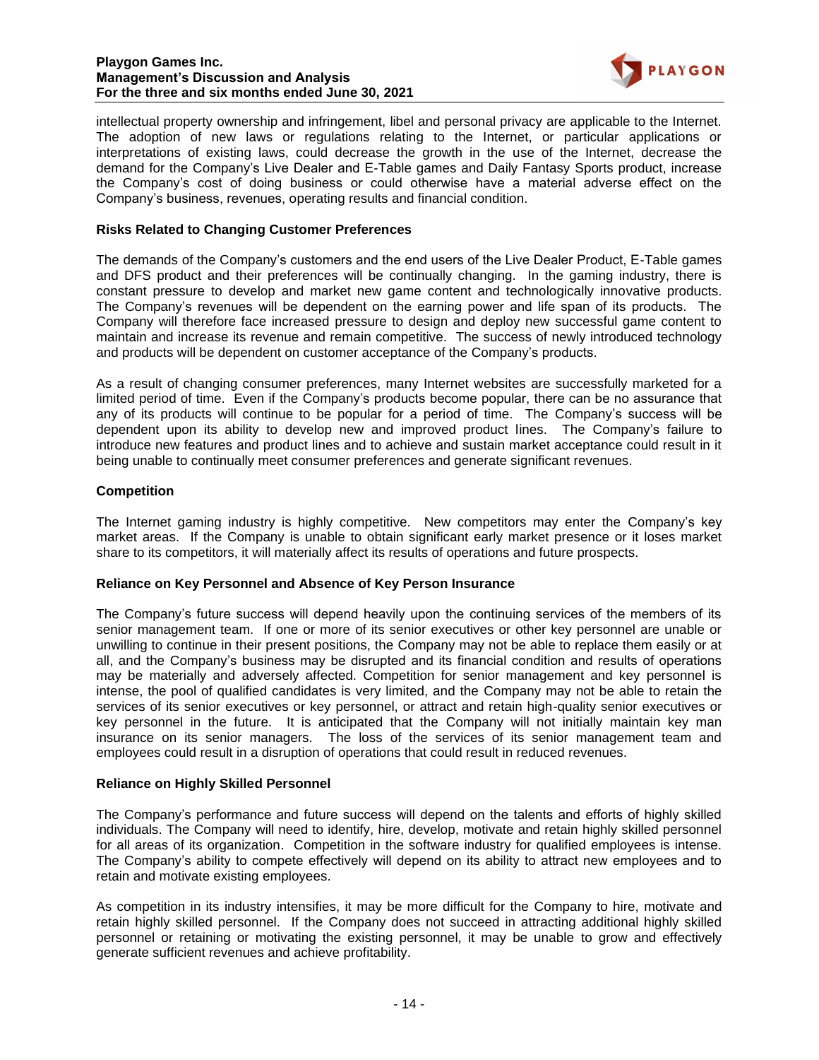intellectual property ownership and infringement, libel and personal privacy are applicable to the Internet. The adoption of new laws or regulations relating to the Internet, or particular applications or interpretations of existing laws, could decrease the growth in the use of the Internet, decrease the demand for the Company's Live Dealer and E-Table games and Daily Fantasy Sports product, increase the Company's cost of doing business or could otherwise have a material adverse effect on the Company's business, revenues, operating results and financial condition.

**Risks Related to Changing Customer Preferences**

The demands of the Company's customers and the end users of the Live Dealer Product, E-Table games and DFS product and their preferences will be continually changing. In the gaming industry, there is constant pressure to develop and market new game content and technologically innovative products. The Company's revenues will be dependent on the earning power and life span of its products. The Company will therefore face increased pressure to design and deploy new successful game content to maintain and increase its revenue and remain competitive. The success of newly introduced technology and products will be dependent on customer acceptance of the Company's products.

As a result of changing consumer preferences, many Internet websites are successfully marketed for a limited period of time. Even if the Company's products become popular, there can be no assurance that any of its products will continue to be popular for a period of time. The Company's success will be dependent upon its ability to develop new and improved product lines. The Company's failure to introduce new features and product lines and to achieve and sustain market acceptance could result in it being unable to continually meet consumer preferences and generate significant revenues.

**Competition**

The Internet gaming industry is highly competitive. New competitors may enter the Company's key market areas. If the Company is unable to obtain significant early market presence or it loses market share to its competitors, it will materially affect its results of operations and future prospects.

**Reliance on Key Personnel and Absence of Key Person Insurance**

The Company's future success will depend heavily upon the continuing services of the members of its senior management team. If one or more of its senior executives or other key personnel are unable or unwilling to continue in their present positions, the Company may not be able to replace them easily or at all, and the Company's business may be disrupted and its financial condition and results of operations may be materially and adversely affected. Competition for senior management and key personnel is intense, the pool of qualified candidates is very limited, and the Company may not be able to retain the services of its senior executives or key personnel, or attract and retain high-quality senior executives or key personnel in the future. It is anticipated that the Company will not initially maintain key man insurance on its senior managers. The loss of the services of its senior management team and employees could result in a disruption of operations that could result in reduced revenues.

**Reliance on Highly Skilled Personnel**

The Company's performance and future success will depend on the talents and efforts of highly skilled individuals. The Company will need to identify, hire, develop, motivate and retain highly skilled personnel for all areas of its organization. Competition in the software industry for qualified employees is intense. The Company's ability to compete effectively will depend on its ability to attract new employees and to retain and motivate existing employees.

As competition in its industry intensifies, it may be more difficult for the Company to hire, motivate and retain highly skilled personnel. If the Company does not succeed in attracting additional highly skilled personnel or retaining or motivating the existing personnel, it may be unable to grow and effectively generate sufficient revenues and achieve profitability.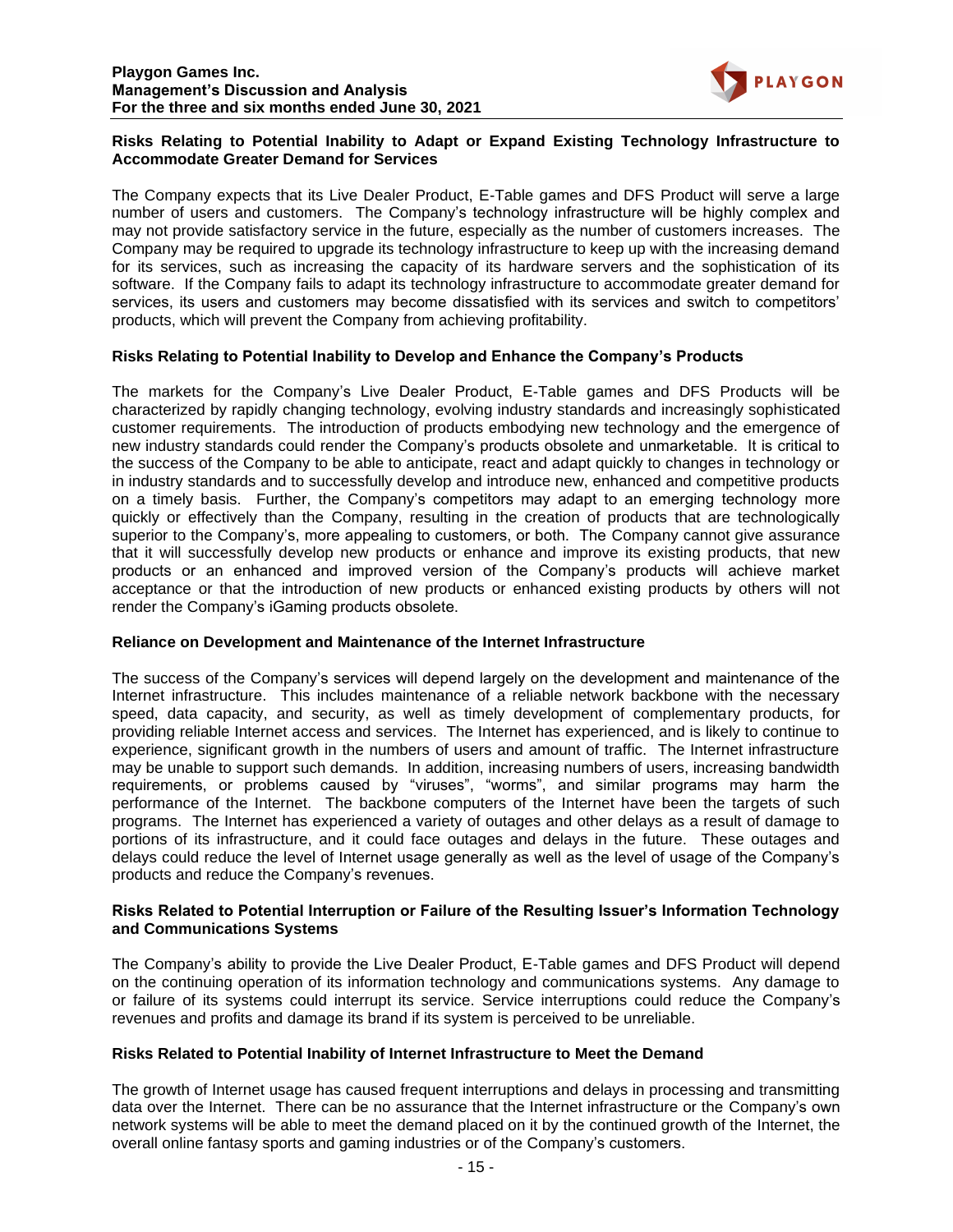**Risks Relating to Potential Inability to Adapt or Expand Existing Technology Infrastructure to Accommodate Greater Demand for Services**

The Company expects that its Live Dealer Product, E-Table games and DFS Product will serve a large number of users and customers. The Company's technology infrastructure will be highly complex and may not provide satisfactory service in the future, especially as the number of customers increases. The Company may be required to upgrade its technology infrastructure to keep up with the increasing demand for its services, such as increasing the capacity of its hardware servers and the sophistication of its software. If the Company fails to adapt its technology infrastructure to accommodate greater demand for services, its users and customers may become dissatisfied with its services and switch to competitors' products, which will prevent the Company from achieving profitability.

**Risks Relating to Potential Inability to Develop and Enhance the Company's Products**

The markets for the Company's Live Dealer Product, E-Table games and DFS Products will be characterized by rapidly changing technology, evolving industry standards and increasingly sophisticated customer requirements. The introduction of products embodying new technology and the emergence of new industry standards could render the Company's products obsolete and unmarketable. It is critical to the success of the Company to be able to anticipate, react and adapt quickly to changes in technology or in industry standards and to successfully develop and introduce new, enhanced and competitive products on a timely basis. Further, the Company's competitors may adapt to an emerging technology more quickly or effectively than the Company, resulting in the creation of products that are technologically superior to the Company's, more appealing to customers, or both. The Company cannot give assurance that it will successfully develop new products or enhance and improve its existing products, that new products or an enhanced and improved version of the Company's products will achieve market acceptance or that the introduction of new products or enhanced existing products by others will not render the Company's iGaming products obsolete.

**Reliance on Development and Maintenance of the Internet Infrastructure**

The success of the Company's services will depend largely on the development and maintenance of the Internet infrastructure. This includes maintenance of a reliable network backbone with the necessary speed, data capacity, and security, as well as timely development of complementary products, for providing reliable Internet access and services. The Internet has experienced, and is likely to continue to experience, significant growth in the numbers of users and amount of traffic. The Internet infrastructure may be unable to support such demands. In addition, increasing numbers of users, increasing bandwidth requirements, or problems caused by "viruses", "worms", and similar programs may harm the performance of the Internet. The backbone computers of the Internet have been the targets of such programs. The Internet has experienced a variety of outages and other delays as a result of damage to portions of its infrastructure, and it could face outages and delays in the future. These outages and delays could reduce the level of Internet usage generally as well as the level of usage of the Company's products and reduce the Company's revenues.

**Risks Related to Potential Interruption or Failure of the Resulting Issuer's Information Technology and Communications Systems**

The Company's ability to provide the Live Dealer Product, E-Table games and DFS Product will depend on the continuing operation of its information technology and communications systems. Any damage to or failure of its systems could interrupt its service. Service interruptions could reduce the Company's revenues and profits and damage its brand if its system is perceived to be unreliable.

**Risks Related to Potential Inability of Internet Infrastructure to Meet the Demand**

The growth of Internet usage has caused frequent interruptions and delays in processing and transmitting data over the Internet. There can be no assurance that the Internet infrastructure or the Company's own network systems will be able to meet the demand placed on it by the continued growth of the Internet, the overall online fantasy sports and gaming industries or of the Company's customers.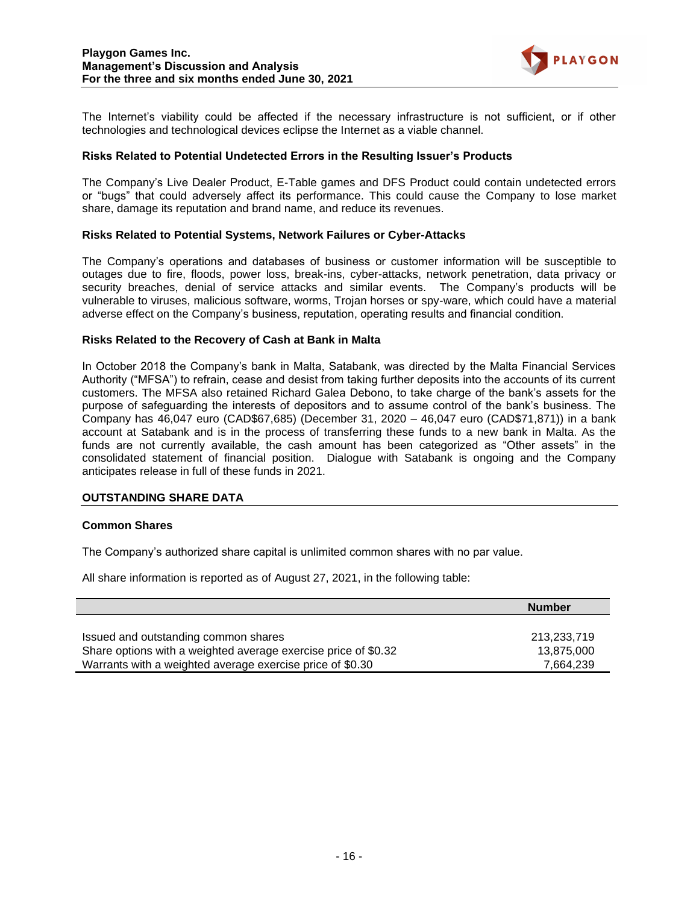The Internet's viability could be affected if the necessary infrastructure is not sufficient, or if other technologies and technological devices eclipse the Internet as a viable channel.

**Risks Related to Potential Undetected Errors in the Resulting Issuer's Products**

The Company's Live Dealer Product, E-Table games and DFS Product could contain undetected errors or "bugs" that could adversely affect its performance. This could cause the Company to lose market share, damage its reputation and brand name, and reduce its revenues.

**Risks Related to Potential Systems, Network Failures or Cyber-Attacks**

The Company's operations and databases of business or customer information will be susceptible to outages due to fire, floods, power loss, break-ins, cyber-attacks, network penetration, data privacy or security breaches, denial of service attacks and similar events. The Company's products will be vulnerable to viruses, malicious software, worms, Trojan horses or spy-ware, which could have a material adverse effect on the Company's business, reputation, operating results and financial condition.

**Risks Related to the Recovery of Cash at Bank in Malta**

In October 2018 the Company's bank in Malta, Satabank, was directed by the Malta Financial Services Authority ("MFSA") to refrain, cease and desist from taking further deposits into the accounts of its current customers. The MFSA also retained Richard Galea Debono, to take charge of the bank's assets for the purpose of safeguarding the interests of depositors and to assume control of the bank's business. The Company has 46,047 euro (CAD$67,685) (December 31, 2020 – 46,047 euro (CAD$71,871)) in a bank account at Satabank and is in the process of transferring these funds to a new bank in Malta. As the funds are not currently available, the cash amount has been categorized as "Other assets" in the consolidated statement of financial position. Dialogue with Satabank is ongoing and the Company anticipates release in full of these funds in 2021.

## OUTSTANDING SHARE DATA

**Common Shares**

The Company's authorized share capital is unlimited common shares with no par value.

All share information is reported as of August 27, 2021, in the following table:

| | Number |
|---|---|
| Issued and outstanding common shares | 213,233,719 |
| Share options with a weighted average exercise price of $0.32 | 13,875,000 |
| Warrants with a weighted average exercise price of $0.30 | 7,664,239 |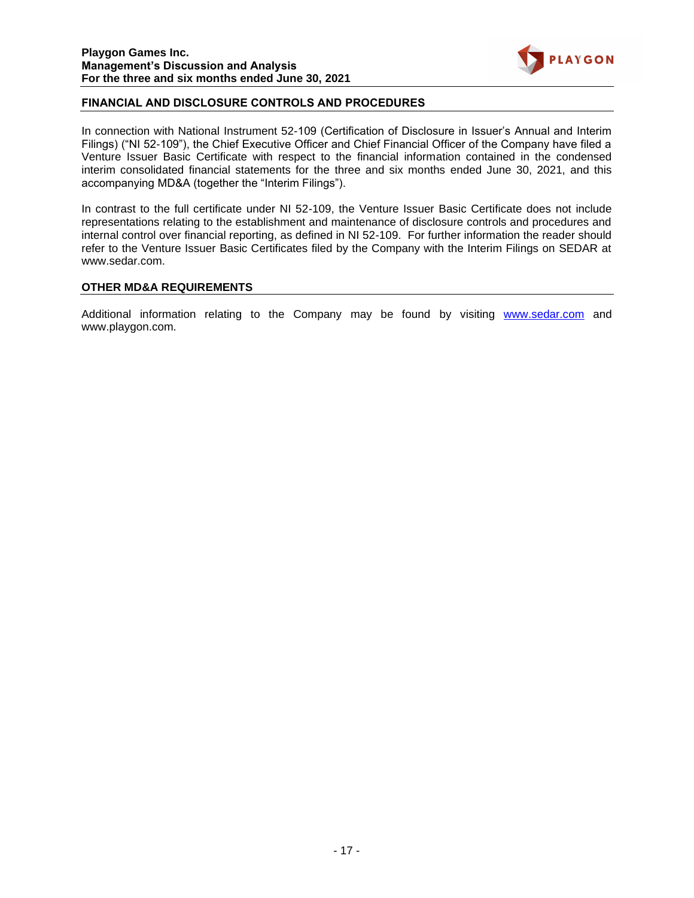## FINANCIAL AND DISCLOSURE CONTROLS AND PROCEDURES

In connection with National Instrument 52-109 (Certification of Disclosure in Issuer's Annual and Interim Filings) ("NI 52-109"), the Chief Executive Officer and Chief Financial Officer of the Company have filed a Venture Issuer Basic Certificate with respect to the financial information contained in the condensed interim consolidated financial statements for the three and six months ended June 30, 2021, and this accompanying MD&A (together the "Interim Filings").

In contrast to the full certificate under NI 52-109, the Venture Issuer Basic Certificate does not include representations relating to the establishment and maintenance of disclosure controls and procedures and internal control over financial reporting, as defined in NI 52-109. For further information the reader should refer to the Venture Issuer Basic Certificates filed by the Company with the Interim Filings on SEDAR at www.sedar.com.

## OTHER MD&A REQUIREMENTS

Additional information relating to the Company may be found by visiting www.sedar.com and www.playgon.com.